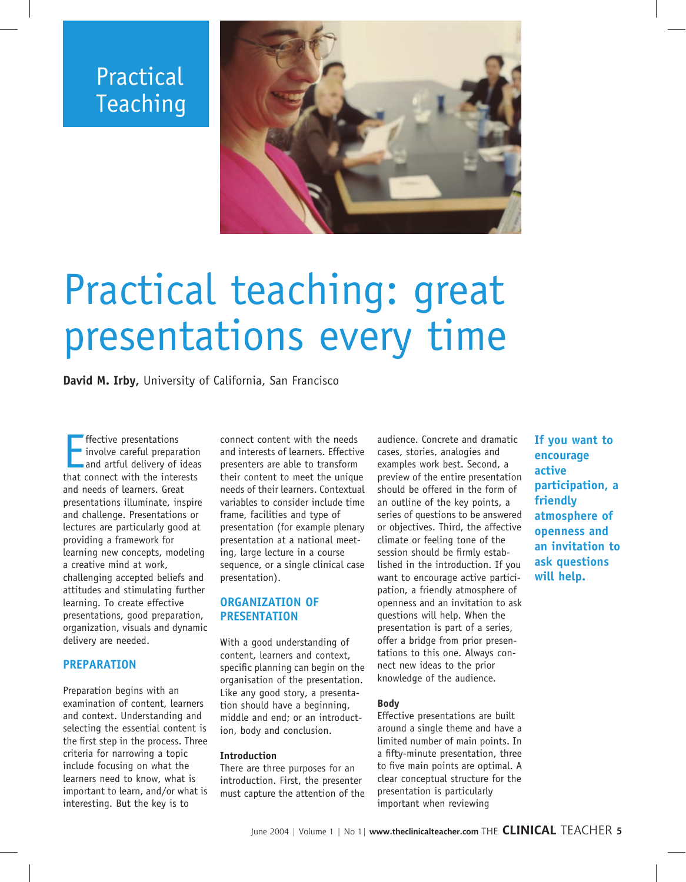Practical Teaching

# Practical teaching: great presentations every time

**David M. Irby,** University of California, San Francisco

Effective presentations involve careful preparation and artful delivery of ideas that connect with the interests and needs of learners. Great presentations illuminate, inspire and challenge. Presentations or lectures are particularly good at providing a framework for learning new concepts, modeling a creative mind at work, challenging accepted beliefs and attitudes and stimulating further learning. To create effective presentations, good preparation, organization, visuals and dynamic delivery are needed.

## PREPARATION

Preparation begins with an examination of content, learners and context. Understanding and selecting the essential content is the first step in the process. Three criteria for narrowing a topic include focusing on what the learners need to know, what is important to learn, and/or what is interesting. But the key is to connect content with the needs and interests of learners. Effective presenters are able to transform their content to meet the unique needs of their learners. Contextual variables to consider include time frame, facilities and type of presentation (for example plenary presentation at a national meeting, large lecture in a course sequence, or a single clinical case presentation).

## ORGANIZATION OF PRESENTATION

With a good understanding of content, learners and context, specific planning can begin on the organisation of the presentation. Like any good story, a presentation should have a beginning, middle and end; or an introduction, body and conclusion.

### Introduction

There are three purposes for an introduction. First, the presenter must capture the attention of the audience. Concrete and dramatic cases, stories, analogies and examples work best. Second, a preview of the entire presentation should be offered in the form of an outline of the key points, a series of questions to be answered or objectives. Third, the affective climate or feeling tone of the session should be firmly established in the introduction. If you want to encourage active participation, a friendly atmosphere of openness and an invitation to ask questions will help. When the presentation is part of a series, offer a bridge from prior presentations to this one. Always connect new ideas to the prior knowledge of the audience.

**If you want to encourage active participation, a friendly atmosphere of openness and an invitation to ask questions will help.**

### Body

Effective presentations are built around a single theme and have a limited number of main points. In a fifty-minute presentation, three to five main points are optimal. A clear conceptual structure for the presentation is particularly important when reviewing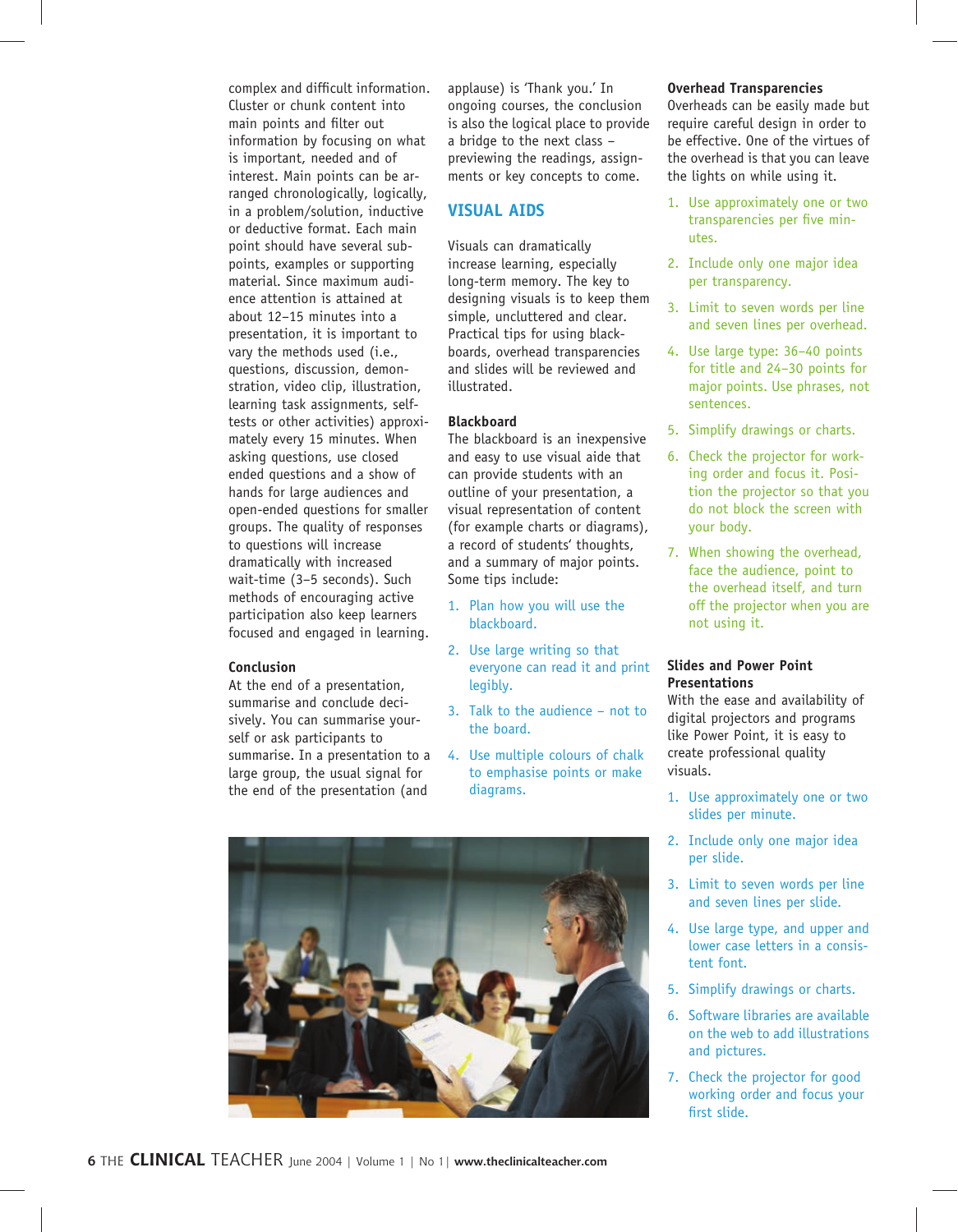complex and difficult information. Cluster or chunk content into main points and filter out information by focusing on what is important, needed and of interest. Main points can be arranged chronologically, logically, in a problem/solution, inductive or deductive format. Each main point should have several sub-points, examples or supporting material. Since maximum audience attention is attained at about 12–15 minutes into a presentation, it is important to vary the methods used (i.e., questions, discussion, demonstration, video clip, illustration, learning task assignments, self-tests or other activities) approximately every 15 minutes. When asking questions, use closed ended questions and a show of hands for large audiences and open-ended questions for smaller groups. The quality of responses to questions will increase dramatically with increased wait-time (3–5 seconds). Such methods of encouraging active participation also keep learners focused and engaged in learning.

### Conclusion

At the end of a presentation, summarise and conclude decisively. You can summarise yourself or ask participants to summarise. In a presentation to a large group, the usual signal for the end of the presentation (and applause) is 'Thank you.' In ongoing courses, the conclusion is also the logical place to provide a bridge to the next class – previewing the readings, assignments or key concepts to come.

## VISUAL AIDS

Visuals can dramatically increase learning, especially long-term memory. The key to designing visuals is to keep them simple, uncluttered and clear. Practical tips for using blackboards, overhead transparencies and slides will be reviewed and illustrated.

### Blackboard

The blackboard is an inexpensive and easy to use visual aide that can provide students with an outline of your presentation, a visual representation of content (for example charts or diagrams), a record of students' thoughts, and a summary of major points. Some tips include:

1. Plan how you will use the blackboard.
2. Use large writing so that everyone can read it and print legibly.
3. Talk to the audience – not to the board.
4. Use multiple colours of chalk to emphasise points or make diagrams.

### Overhead Transparencies

Overheads can be easily made but require careful design in order to be effective. One of the virtues of the overhead is that you can leave the lights on while using it.

1. Use approximately one or two transparencies per five minutes.
2. Include only one major idea per transparency.
3. Limit to seven words per line and seven lines per overhead.
4. Use large type: 36–40 points for title and 24–30 points for major points. Use phrases, not sentences.
5. Simplify drawings or charts.
6. Check the projector for working order and focus it. Position the projector so that you do not block the screen with your body.
7. When showing the overhead, face the audience, point to the overhead itself, and turn off the projector when you are not using it.

### Slides and Power Point Presentations

With the ease and availability of digital projectors and programs like Power Point, it is easy to create professional quality visuals.

1. Use approximately one or two slides per minute.
2. Include only one major idea per slide.
3. Limit to seven words per line and seven lines per slide.
4. Use large type, and upper and lower case letters in a consistent font.
5. Simplify drawings or charts.
6. Software libraries are available on the web to add illustrations and pictures.
7. Check the projector for good working order and focus your first slide.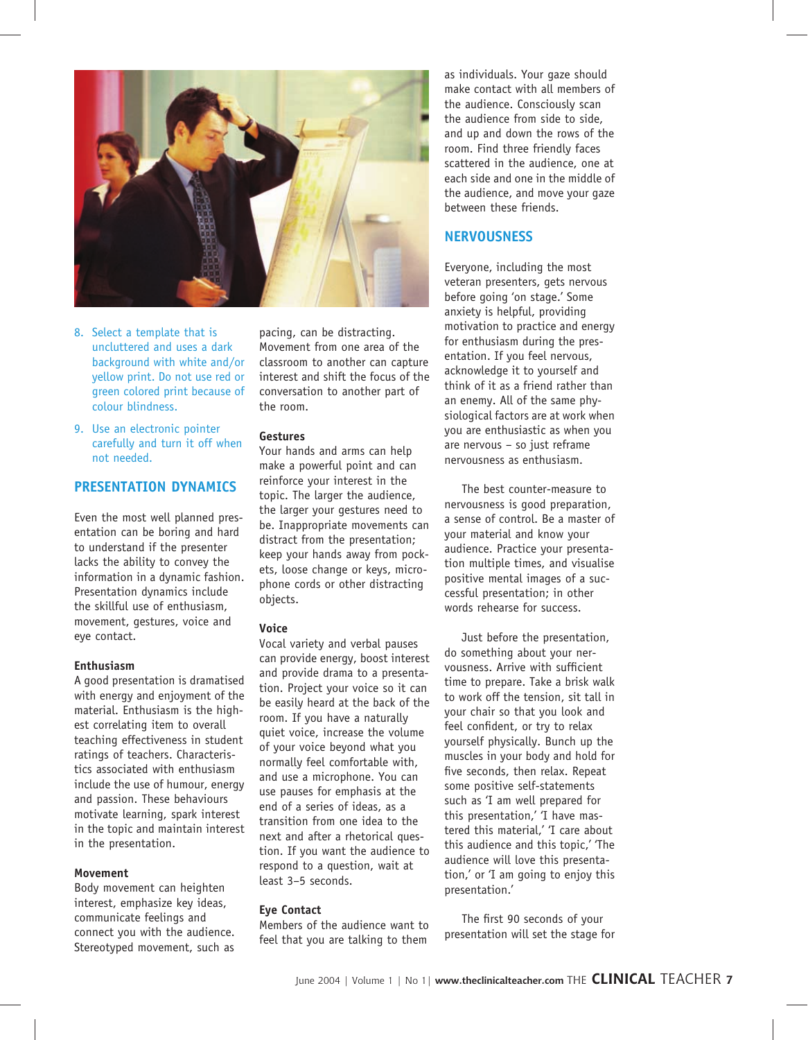8. Select a template that is uncluttered and uses a dark background with white and/or yellow print. Do not use red or green colored print because of colour blindness.
9. Use an electronic pointer carefully and turn it off when not needed.

## PRESENTATION DYNAMICS

Even the most well planned presentation can be boring and hard to understand if the presenter lacks the ability to convey the information in a dynamic fashion. Presentation dynamics include the skillful use of enthusiasm, movement, gestures, voice and eye contact.

### Enthusiasm

A good presentation is dramatised with energy and enjoyment of the material. Enthusiasm is the highest correlating item to overall teaching effectiveness in student ratings of teachers. Characteristics associated with enthusiasm include the use of humour, energy and passion. These behaviours motivate learning, spark interest in the topic and maintain interest in the presentation.

### Movement

Body movement can heighten interest, emphasize key ideas, communicate feelings and connect you with the audience. Stereotyped movement, such as pacing, can be distracting. Movement from one area of the classroom to another can capture interest and shift the focus of the conversation to another part of the room.

### Gestures

Your hands and arms can help make a powerful point and can reinforce your interest in the topic. The larger the audience, the larger your gestures need to be. Inappropriate movements can distract from the presentation; keep your hands away from pockets, loose change or keys, microphone cords or other distracting objects.

### Voice

Vocal variety and verbal pauses can provide energy, boost interest and provide drama to a presentation. Project your voice so it can be easily heard at the back of the room. If you have a naturally quiet voice, increase the volume of your voice beyond what you normally feel comfortable with, and use a microphone. You can use pauses for emphasis at the end of a series of ideas, as a transition from one idea to the next and after a rhetorical question. If you want the audience to respond to a question, wait at least 3–5 seconds.

### Eye Contact

Members of the audience want to feel that you are talking to them as individuals. Your gaze should make contact with all members of the audience. Consciously scan the audience from side to side, and up and down the rows of the room. Find three friendly faces scattered in the audience, one at each side and one in the middle of the audience, and move your gaze between these friends.

## NERVOUSNESS

Everyone, including the most veteran presenters, gets nervous before going 'on stage.' Some anxiety is helpful, providing motivation to practice and energy for enthusiasm during the presentation. If you feel nervous, acknowledge it to yourself and think of it as a friend rather than an enemy. All of the same physiological factors are at work when you are enthusiastic as when you are nervous – so just reframe nervousness as enthusiasm.

The best counter-measure to nervousness is good preparation, a sense of control. Be a master of your material and know your audience. Practice your presentation multiple times, and visualise positive mental images of a successful presentation; in other words rehearse for success.

Just before the presentation, do something about your nervousness. Arrive with sufficient time to prepare. Take a brisk walk to work off the tension, sit tall in your chair so that you look and feel confident, or try to relax yourself physically. Bunch up the muscles in your body and hold for five seconds, then relax. Repeat some positive self-statements such as 'I am well prepared for this presentation,' 'I have mastered this material,' 'I care about this audience and this topic,' 'The audience will love this presentation,' or 'I am going to enjoy this presentation.'

The first 90 seconds of your presentation will set the stage for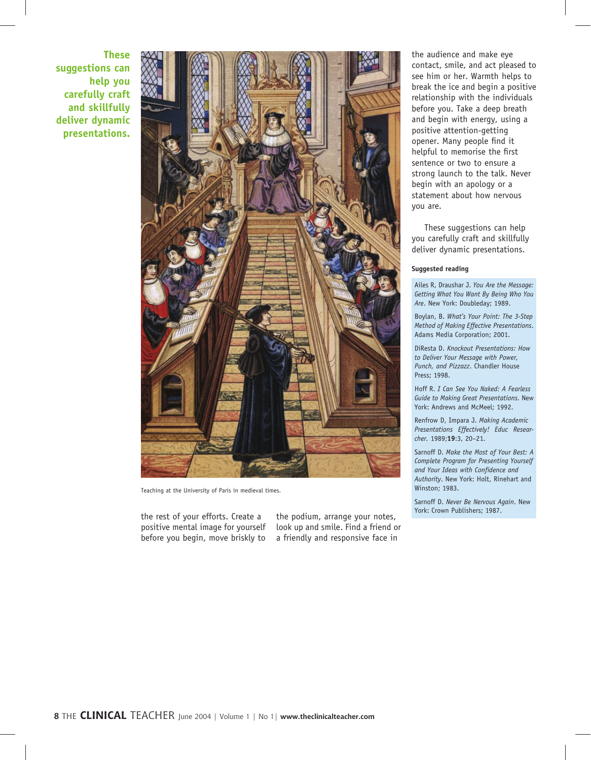**These suggestions can help you carefully craft and skillfully deliver dynamic presentations.**

Teaching at the University of Paris in medieval times.

the rest of your efforts. Create a positive mental image for yourself before you begin, move briskly to the podium, arrange your notes, look up and smile. Find a friend or a friendly and responsive face in the audience and make eye contact, smile, and act pleased to see him or her. Warmth helps to break the ice and begin a positive relationship with the individuals before you. Take a deep breath and begin with energy, using a positive attention-getting opener. Many people find it helpful to memorise the first sentence or two to ensure a strong launch to the talk. Never begin with an apology or a statement about how nervous you are.

These suggestions can help you carefully craft and skillfully deliver dynamic presentations.

#### Suggested reading

Ailes R, Draushar J. *You Are the Message: Getting What You Want By Being Who You Are*. New York: Doubleday; 1989.

Boylan, B. *What's Your Point: The 3-Step Method of Making Effective Presentations*. Adams Media Corporation; 2001.

DiResta D. *Knockout Presentations: How to Deliver Your Message with Power, Punch, and Pizzazz*. Chandler House Press; 1998.

Hoff R. *I Can See You Naked: A Fearless Guide to Making Great Presentations*. New York: Andrews and McMeel; 1992.

Renfrow D, Impara J. *Making Academic Presentations Effectively! Educ Researcher*. 1989;**19**:3, 20–21.

Sarnoff D. *Make the Most of Your Best: A Complete Program for Presenting Yourself and Your Ideas with Confidence and Authority*. New York: Holt, Rinehart and Winston; 1983.

Sarnoff D. *Never Be Nervous Again*. New York: Crown Publishers; 1987.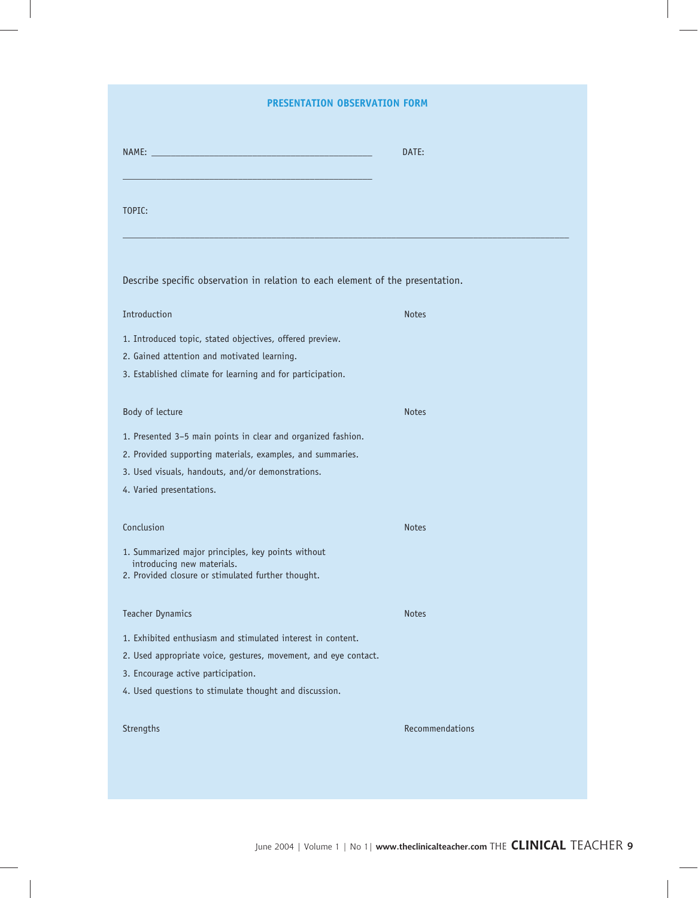## PRESENTATION OBSERVATION FORM

NAME: ______________________________________________ DATE:

______________________________________________

TOPIC:

______________________________________________________________________________

Describe specific observation in relation to each element of the presentation.

**Introduction** — Notes

1. Introduced topic, stated objectives, offered preview.
2. Gained attention and motivated learning.
3. Established climate for learning and for participation.

**Body of lecture** — Notes

1. Presented 3–5 main points in clear and organized fashion.
2. Provided supporting materials, examples, and summaries.
3. Used visuals, handouts, and/or demonstrations.
4. Varied presentations.

**Conclusion** — Notes

1. Summarized major principles, key points without introducing new materials.
2. Provided closure or stimulated further thought.

**Teacher Dynamics** — Notes

1. Exhibited enthusiasm and stimulated interest in content.
2. Used appropriate voice, gestures, movement, and eye contact.
3. Encourage active participation.
4. Used questions to stimulate thought and discussion.

**Strengths** — **Recommendations**